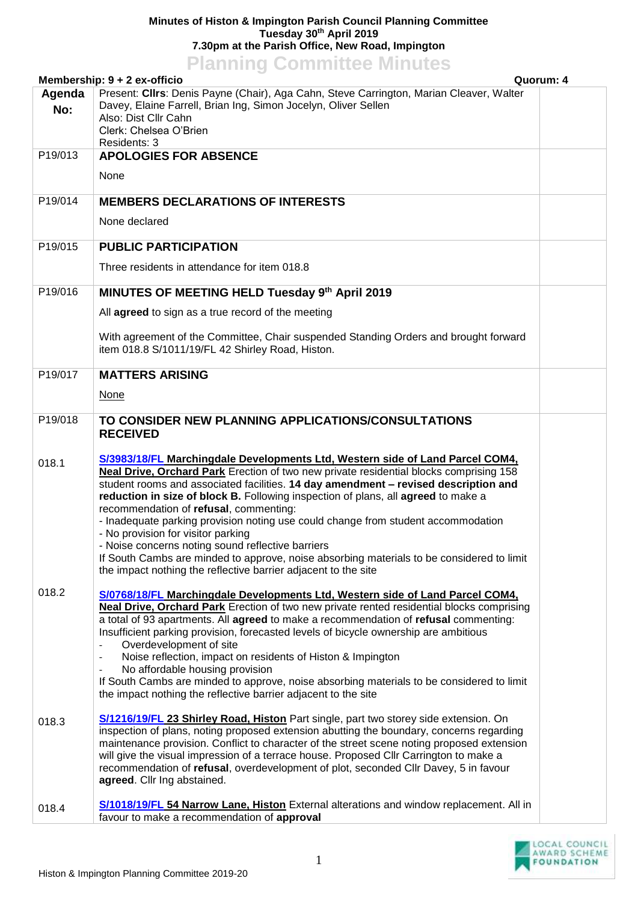**Minutes of Histon & Impington Parish Council Planning Committee**
**Tuesday 30th April 2019**
**7.30pm at the Parish Office, New Road, Impington**

# Planning Committee Minutes

**Membership: 9 + 2 ex-officio** **Quorum: 4**

| Agenda No: | | |
|---|---|---|
| | Present: **Cllrs**: Denis Payne (Chair), Aga Cahn, Steve Carrington, Marian Cleaver, Walter Davey, Elaine Farrell, Brian Ing, Simon Jocelyn, Oliver Sellen<br>Also: Dist Cllr Cahn<br>Clerk: Chelsea O'Brien<br>Residents: 3 | |
| P19/013 | **APOLOGIES FOR ABSENCE**<br><br>None | |
| P19/014 | **MEMBERS DECLARATIONS OF INTERESTS**<br><br>None declared | |
| P19/015 | **PUBLIC PARTICIPATION**<br><br>Three residents in attendance for item 018.8 | |
| P19/016 | **MINUTES OF MEETING HELD Tuesday 9th April 2019**<br><br>All **agreed** to sign as a true record of the meeting<br><br>With agreement of the Committee, Chair suspended Standing Orders and brought forward item 018.8 S/1011/19/FL 42 Shirley Road, Histon. | |
| P19/017 | **MATTERS ARISING**<br><br>None | |
| P19/018 | **TO CONSIDER NEW PLANNING APPLICATIONS/CONSULTATIONS RECEIVED** | |
| 018.1 | **S/3983/18/FL Marchingdale Developments Ltd, Western side of Land Parcel COM4, Neal Drive, Orchard Park** Erection of two new private residential blocks comprising 158 student rooms and associated facilities. **14 day amendment – revised description and reduction in size of block B.** Following inspection of plans, all **agreed** to make a recommendation of **refusal**, commenting:<br>- Inadequate parking provision noting use could change from student accommodation<br>- No provision for visitor parking<br>- Noise concerns noting sound reflective barriers<br>If South Cambs are minded to approve, noise absorbing materials to be considered to limit the impact nothing the reflective barrier adjacent to the site | |
| 018.2 | **S/0768/18/FL Marchingdale Developments Ltd, Western side of Land Parcel COM4, Neal Drive, Orchard Park** Erection of two new private rented residential blocks comprising a total of 93 apartments. All **agreed** to make a recommendation of **refusal** commenting:<br>Insufficient parking provision, forecasted levels of bicycle ownership are ambitious<br>- Overdevelopment of site<br>- Noise reflection, impact on residents of Histon & Impington<br>- No affordable housing provision<br>If South Cambs are minded to approve, noise absorbing materials to be considered to limit the impact nothing the reflective barrier adjacent to the site | |
| 018.3 | **S/1216/19/FL 23 Shirley Road, Histon** Part single, part two storey side extension. On inspection of plans, noting proposed extension abutting the boundary, concerns regarding maintenance provision. Conflict to character of the street scene noting proposed extension will give the visual impression of a terrace house. Proposed Cllr Carrington to make a recommendation of **refusal**, overdevelopment of plot, seconded Cllr Davey, 5 in favour **agreed**. Cllr Ing abstained. | |
| 018.4 | **S/1018/19/FL 54 Narrow Lane, Histon** External alterations and window replacement. All in favour to make a recommendation of **approval** | |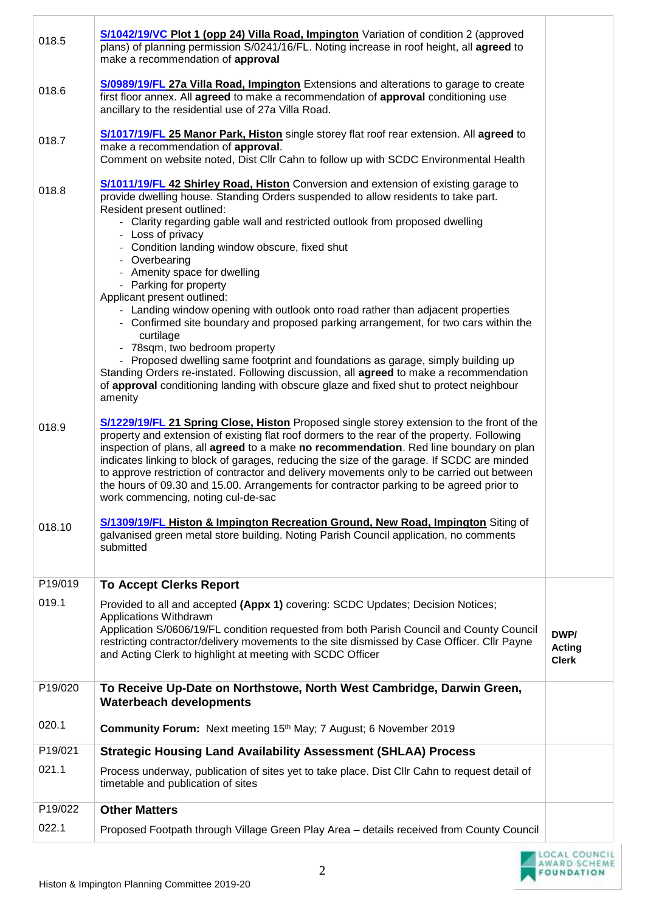| | | |
|---|---|---|
| 018.5 | **S/1042/19/VC Plot 1 (opp 24) Villa Road, Impington** Variation of condition 2 (approved plans) of planning permission S/0241/16/FL. Noting increase in roof height, all **agreed** to make a recommendation of **approval** | |
| 018.6 | **S/0989/19/FL 27a Villa Road, Impington** Extensions and alterations to garage to create first floor annex. All **agreed** to make a recommendation of **approval** conditioning use ancillary to the residential use of 27a Villa Road. | |
| 018.7 | **S/1017/19/FL 25 Manor Park, Histon** single storey flat roof rear extension. All **agreed** to make a recommendation of **approval**.<br>Comment on website noted, Dist Cllr Cahn to follow up with SCDC Environmental Health | |
| 018.8 | **S/1011/19/FL 42 Shirley Road, Histon** Conversion and extension of existing garage to provide dwelling house. Standing Orders suspended to allow residents to take part.<br>Resident present outlined:<br>- Clarity regarding gable wall and restricted outlook from proposed dwelling<br>- Loss of privacy<br>- Condition landing window obscure, fixed shut<br>- Overbearing<br>- Amenity space for dwelling<br>- Parking for property<br>Applicant present outlined:<br>- Landing window opening with outlook onto road rather than adjacent properties<br>- Confirmed site boundary and proposed parking arrangement, for two cars within the curtilage<br>- 78sqm, two bedroom property<br>- Proposed dwelling same footprint and foundations as garage, simply building up<br>Standing Orders re-instated. Following discussion, all **agreed** to make a recommendation of **approval** conditioning landing with obscure glaze and fixed shut to protect neighbour amenity | |
| 018.9 | **S/1229/19/FL 21 Spring Close, Histon** Proposed single storey extension to the front of the property and extension of existing flat roof dormers to the rear of the property. Following inspection of plans, all **agreed** to a make **no recommendation**. Red line boundary on plan indicates linking to block of garages, reducing the size of the garage. If SCDC are minded to approve restriction of contractor and delivery movements only to be carried out between the hours of 09.30 and 15.00. Arrangements for contractor parking to be agreed prior to work commencing, noting cul-de-sac | |
| 018.10 | **S/1309/19/FL Histon & Impington Recreation Ground, New Road, Impington** Siting of galvanised green metal store building. Noting Parish Council application, no comments submitted | |
| P19/019 | **To Accept Clerks Report** | |
| 019.1 | Provided to all and accepted **(Appx 1)** covering: SCDC Updates; Decision Notices; Applications Withdrawn<br>Application S/0606/19/FL condition requested from both Parish Council and County Council restricting contractor/delivery movements to the site dismissed by Case Officer. Cllr Payne and Acting Clerk to highlight at meeting with SCDC Officer | **DWP/ Acting Clerk** |
| P19/020 | **To Receive Up-Date on Northstowe, North West Cambridge, Darwin Green, Waterbeach developments** | |
| 020.1 | **Community Forum:** Next meeting 15th May; 7 August; 6 November 2019 | |
| P19/021 | **Strategic Housing Land Availability Assessment (SHLAA) Process** | |
| 021.1 | Process underway, publication of sites yet to take place. Dist Cllr Cahn to request detail of timetable and publication of sites | |
| P19/022 | **Other Matters** | |
| 022.1 | Proposed Footpath through Village Green Play Area – details received from County Council | |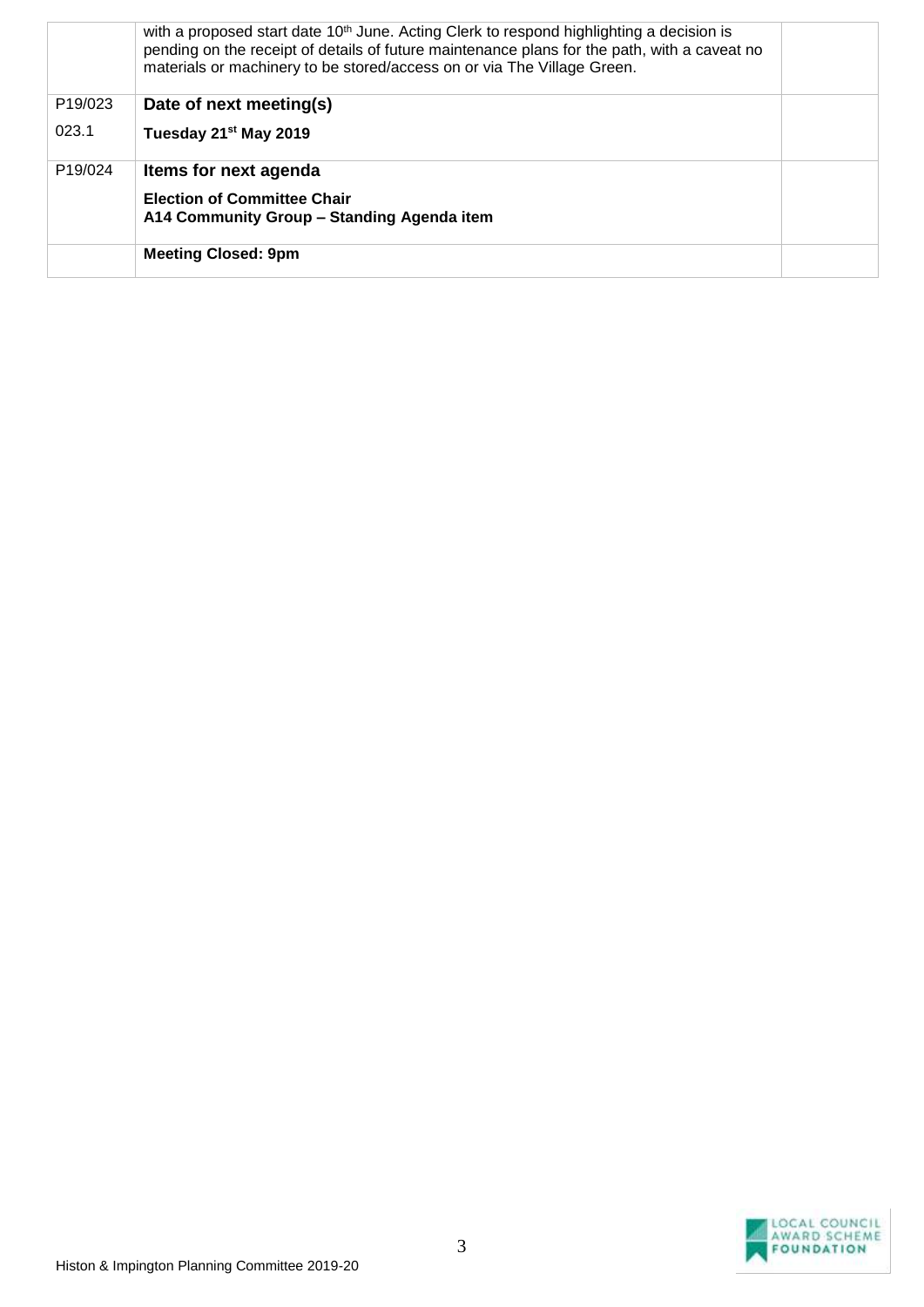| | | |
|---|---|---|
| | with a proposed start date 10th June. Acting Clerk to respond highlighting a decision is pending on the receipt of details of future maintenance plans for the path, with a caveat no materials or machinery to be stored/access on or via The Village Green. | |
| P19/023<br><br>023.1 | **Date of next meeting(s)**<br><br>**Tuesday 21st May 2019** | |
| P19/024 | **Items for next agenda**<br><br>**Election of Committee Chair**<br>**A14 Community Group – Standing Agenda item** | |
| | **Meeting Closed: 9pm** | |